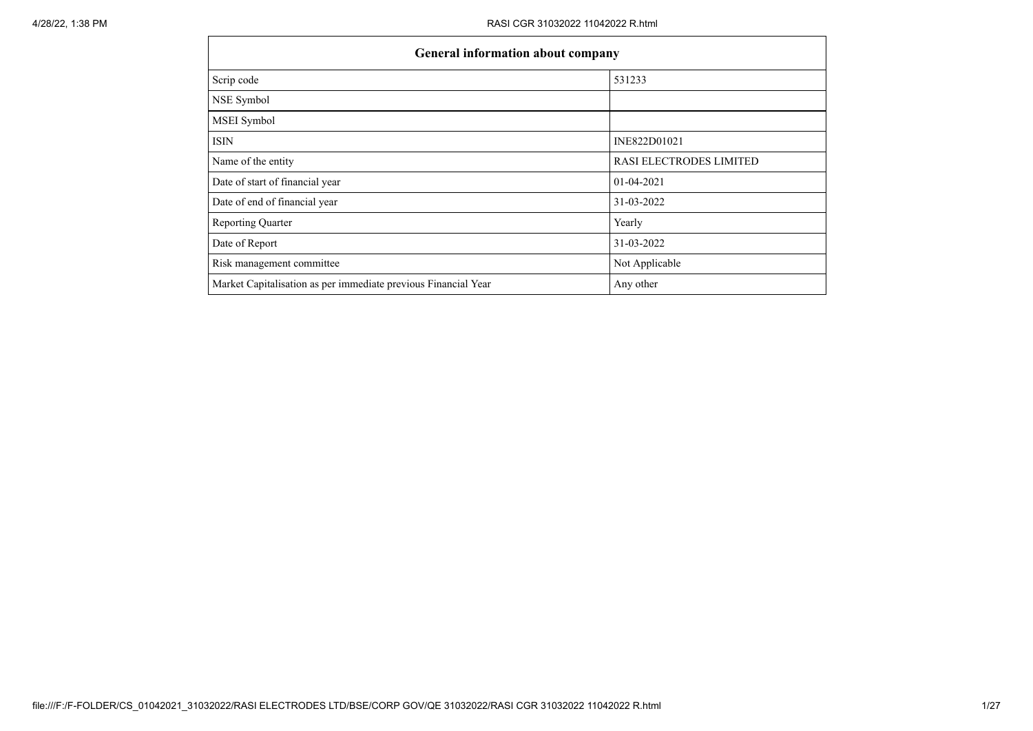| General information about company | |
|---|---|
| Scrip code | 531233 |
| NSE Symbol | |
| MSEI Symbol | |
| ISIN | INE822D01021 |
| Name of the entity | RASI ELECTRODES LIMITED |
| Date of start of financial year | 01-04-2021 |
| Date of end of financial year | 31-03-2022 |
| Reporting Quarter | Yearly |
| Date of Report | 31-03-2022 |
| Risk management committee | Not Applicable |
| Market Capitalisation as per immediate previous Financial Year | Any other |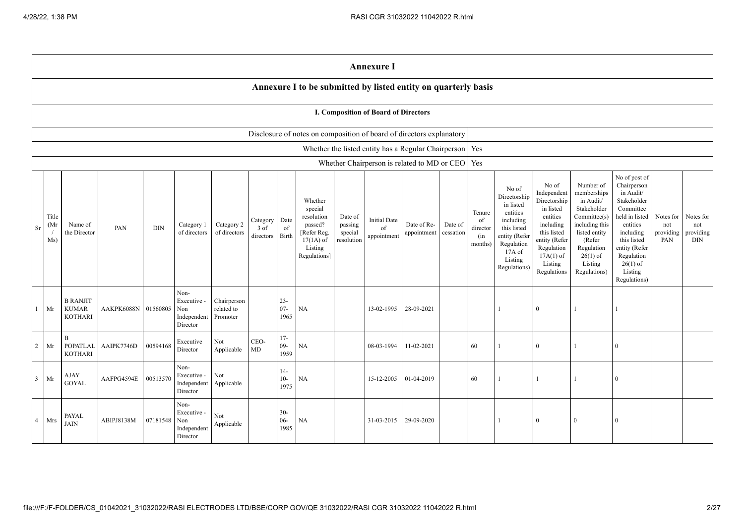# Annexure I

## Annexure I to be submitted by listed entity on quarterly basis

### I. Composition of Board of Directors

| Disclosure of notes on composition of board of directors explanatory | |
|---|---|
| Whether the listed entity has a Regular Chairperson | Yes |
| Whether Chairperson is related to MD or CEO | Yes |

| Sr | Title (Mr / Ms) | Name of the Director | PAN | DIN | Category 1 of directors | Category 2 of directors | Category 3 of directors | Date of Birth | Whether special resolution passed? [Refer Reg. 17(1A) of Listing Regulations] | Date of passing special resolution | Initial Date of appointment | Date of Re-appointment | Date of cessation | Tenure of director (in months) | No of Directorship in listed entities including this listed entity (Refer Regulation 17A of Listing Regulations) | No of Independent Directorship in listed entities including this listed entity (Refer Regulation 17A(1) of Listing Regulations | Number of memberships in Audit/ Stakeholder Committee(s) including this listed entity (Refer Regulation 26(1) of Listing Regulations) | No of post of Chairperson in Audit/ Stakeholder Committee held in listed entities including this listed entity (Refer Regulation 26(1) of Listing Regulations) | Notes for not providing PAN | Notes for not providing DIN |
|---|---|---|---|---|---|---|---|---|---|---|---|---|---|---|---|---|---|---|---|---|
| 1 | Mr | B RANJIT KUMAR KOTHARI | AAKPK6088N | 01560805 | Non-Executive - Non Independent Director | Chairperson related to Promoter | | 23-07-1965 | NA | | 13-02-1995 | 28-09-2021 | | | 1 | 0 | 1 | 1 | | |
| 2 | Mr | B POPATLAL KOTHARI | AAIPK7746D | 00594168 | Executive Director | Not Applicable | CEO-MD | 17-09-1959 | NA | | 08-03-1994 | 11-02-2021 | | 60 | 1 | 0 | 1 | 0 | | |
| 3 | Mr | AJAY GOYAL | AAFPG4594E | 00513570 | Non-Executive - Independent Director | Not Applicable | | 14-10-1975 | NA | | 15-12-2005 | 01-04-2019 | | 60 | 1 | 1 | 1 | 0 | | |
| 4 | Mrs | PAYAL JAIN | ABIPJ8138M | 07181548 | Non-Executive - Non Independent Director | Not Applicable | | 30-06-1985 | NA | | 31-03-2015 | 29-09-2020 | | | 1 | 0 | 0 | 0 | | |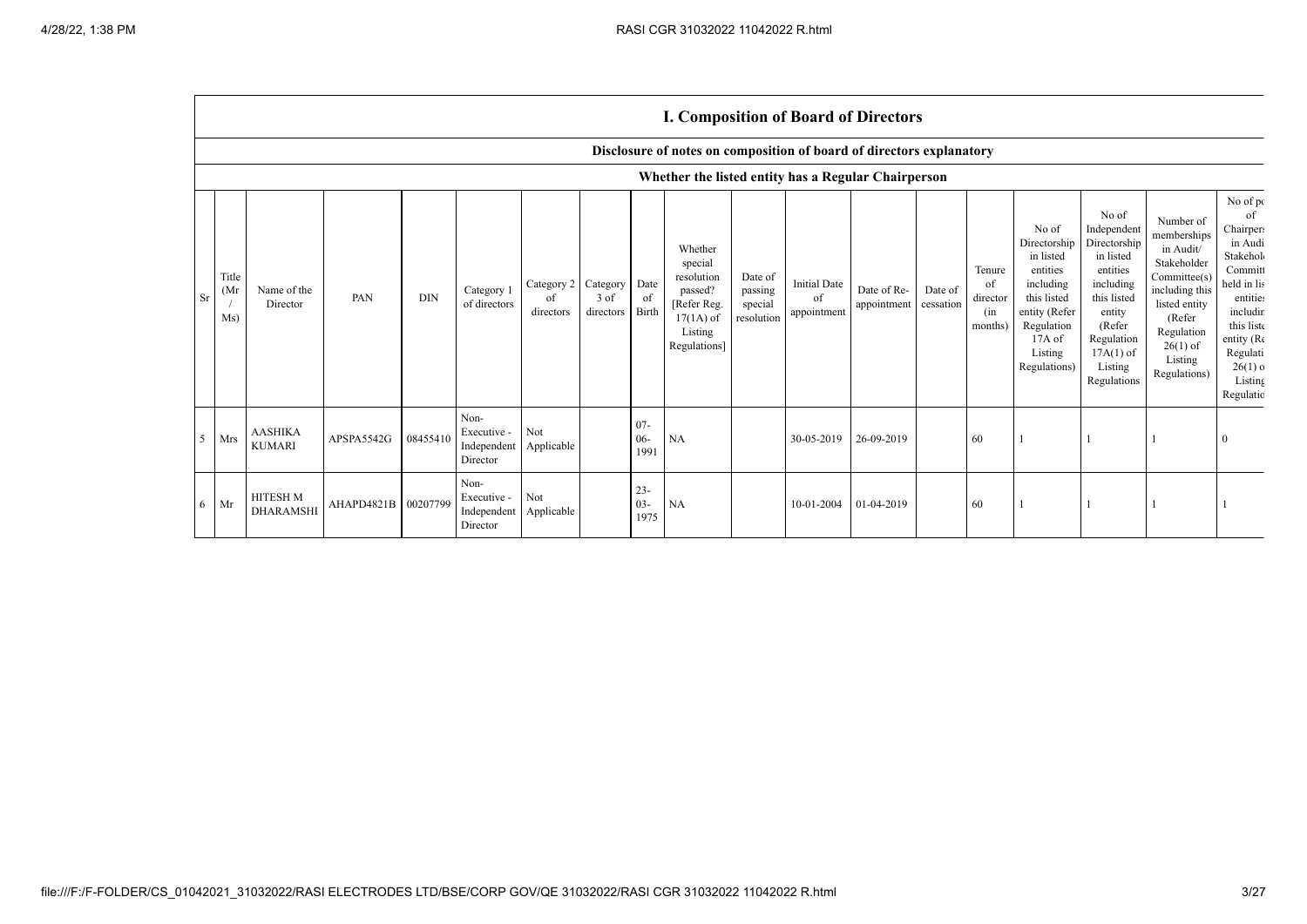## I. Composition of Board of Directors

### Disclosure of notes on composition of board of directors explanatory

### Whether the listed entity has a Regular Chairperson

| Sr | Title (Mr / Ms) | Name of the Director | PAN | DIN | Category 1 of directors | Category 2 of directors | Category 3 of directors | Date of Birth | Whether special resolution passed? [Refer Reg. 17(1A) of Listing Regulations] | Date of passing special resolution | Initial Date of appointment | Date of Re-appointment | Date of cessation | Tenure of director (in months) | No of Directorship in listed entities including this listed entity (Refer Regulation 17A of Listing Regulations) | No of Independent Directorship in listed entities including this listed entity (Refer Regulation 17A(1) of Listing Regulations | Number of memberships in Audit/ Stakeholder Committee(s) including this listed entity (Refer Regulation 26(1) of Listing Regulations) | No of po of Chairpers in Audi Stakehol Committ held in lis entities includin this liste entity (Re Regulati 26(1) o Listing Regulatio |
|---|---|---|---|---|---|---|---|---|---|---|---|---|---|---|---|---|---|---|
| 5 | Mrs | AASHIKA KUMARI | APSPA5542G | 08455410 | Non-Executive - Independent Director | Not Applicable | | 07-06-1991 | NA | | 30-05-2019 | 26-09-2019 | | 60 | 1 | 1 | 1 | 0 |
| 6 | Mr | HITESH M DHARAMSHI | AHAPD4821B | 00207799 | Non-Executive - Independent Director | Not Applicable | | 23-03-1975 | NA | | 10-01-2004 | 01-04-2019 | | 60 | 1 | 1 | 1 | 1 |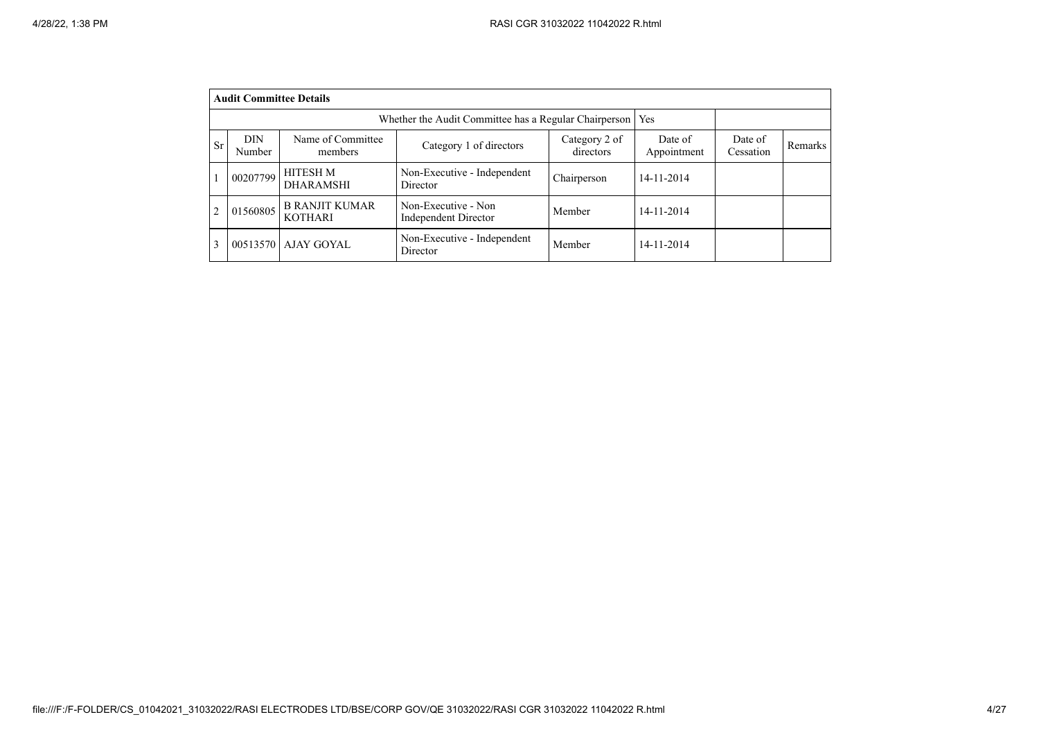| Audit Committee Details | | | | | | | |
|---|---|---|---|---|---|---|---|
| Whether the Audit Committee has a Regular Chairperson | | | | | Yes | | |
| Sr | DIN Number | Name of Committee members | Category 1 of directors | Category 2 of directors | Date of Appointment | Date of Cessation | Remarks |
| 1 | 00207799 | HITESH M DHARAMSHI | Non-Executive - Independent Director | Chairperson | 14-11-2014 | | |
| 2 | 01560805 | B RANJIT KUMAR KOTHARI | Non-Executive - Non Independent Director | Member | 14-11-2014 | | |
| 3 | 00513570 | AJAY GOYAL | Non-Executive - Independent Director | Member | 14-11-2014 | | |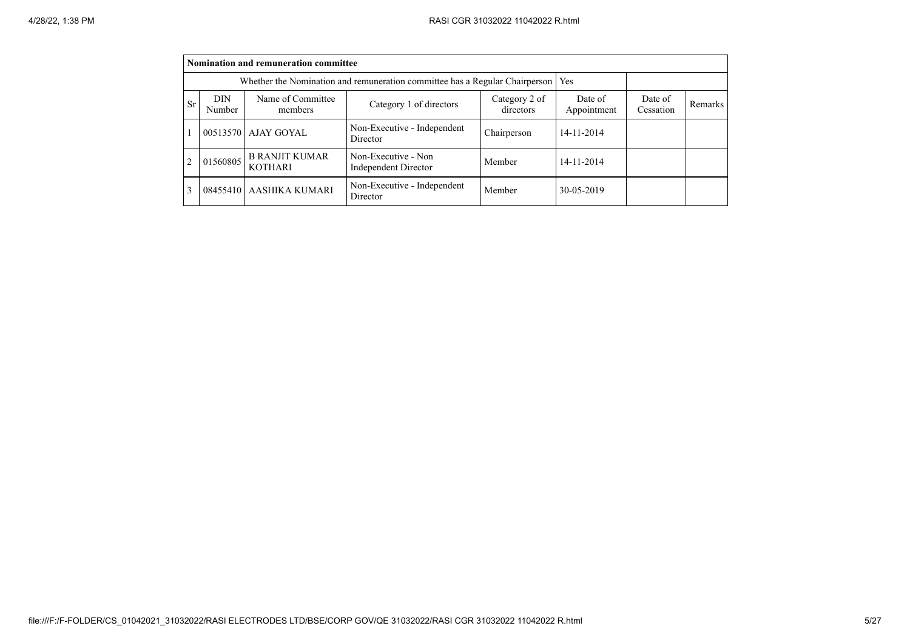| Nomination and remuneration committee | | | | | | | |
|---|---|---|---|---|---|---|---|
| Whether the Nomination and remuneration committee has a Regular Chairperson | | | | | Yes | | |
| Sr | DIN Number | Name of Committee members | Category 1 of directors | Category 2 of directors | Date of Appointment | Date of Cessation | Remarks |
| 1 | 00513570 | AJAY GOYAL | Non-Executive - Independent Director | Chairperson | 14-11-2014 | | |
| 2 | 01560805 | B RANJIT KUMAR KOTHARI | Non-Executive - Non Independent Director | Member | 14-11-2014 | | |
| 3 | 08455410 | AASHIKA KUMARI | Non-Executive - Independent Director | Member | 30-05-2019 | | |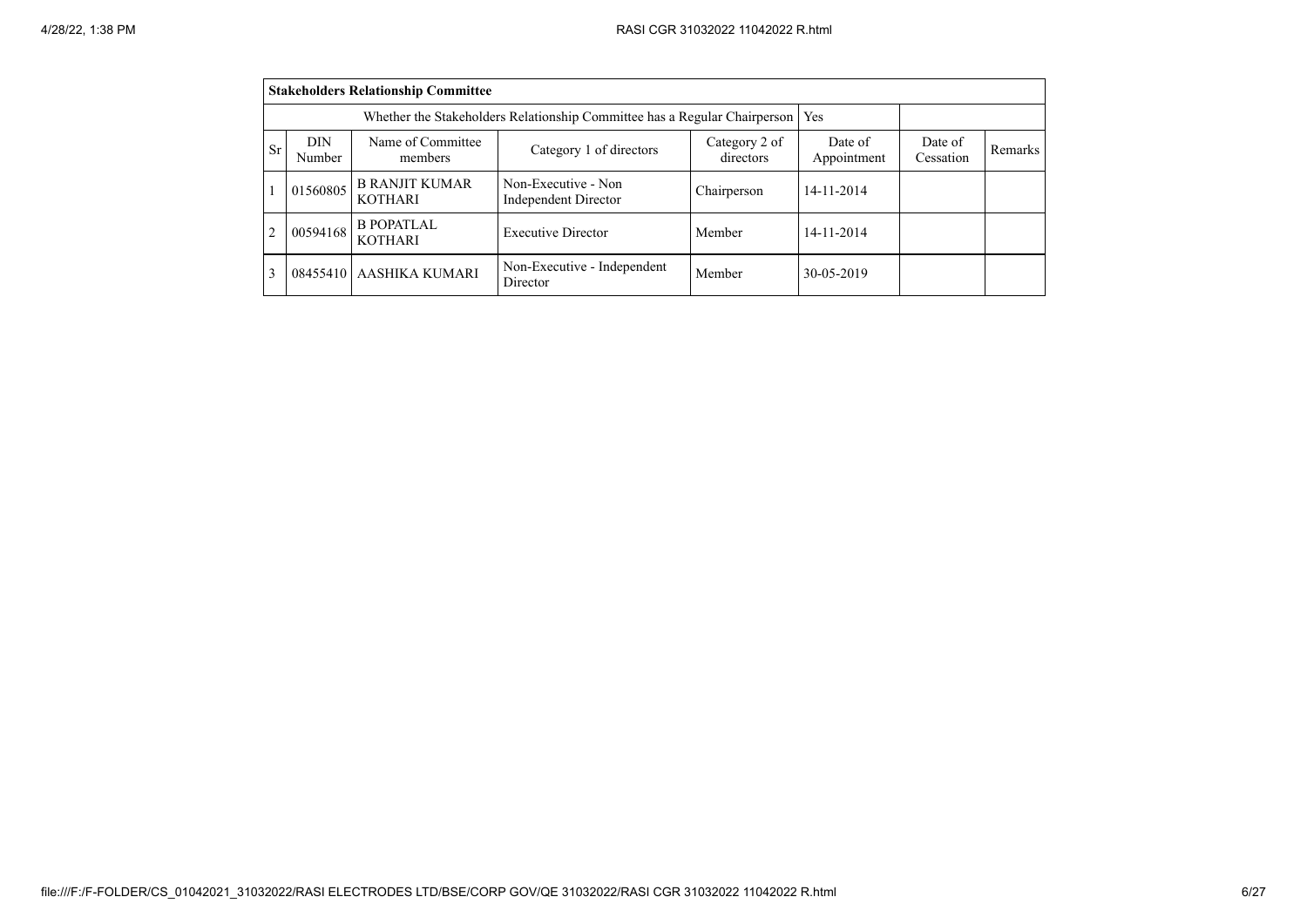| **Stakeholders Relationship Committee** | | | | | | | |
|---|---|---|---|---|---|---|---|
| Whether the Stakeholders Relationship Committee has a Regular Chairperson | | | | | Yes | | |
| Sr | DIN Number | Name of Committee members | Category 1 of directors | Category 2 of directors | Date of Appointment | Date of Cessation | Remarks |
| 1 | 01560805 | B RANJIT KUMAR KOTHARI | Non-Executive - Non Independent Director | Chairperson | 14-11-2014 | | |
| 2 | 00594168 | B POPATLAL KOTHARI | Executive Director | Member | 14-11-2014 | | |
| 3 | 08455410 | AASHIKA KUMARI | Non-Executive - Independent Director | Member | 30-05-2019 | | |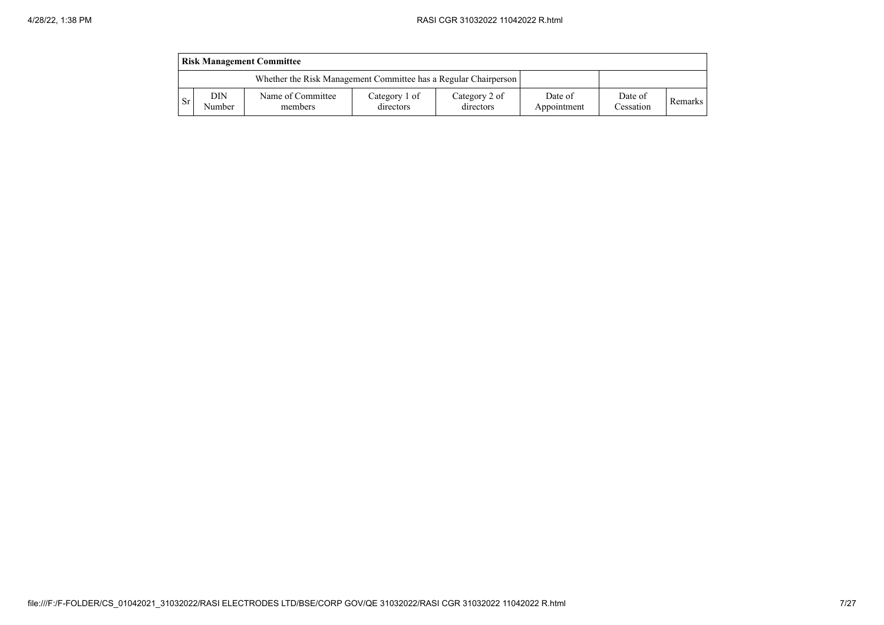| Risk Management Committee | | | | | | | |
|---|---|---|---|---|---|---|---|
| Whether the Risk Management Committee has a Regular Chairperson | | | | | | | |
| Sr | DIN Number | Name of Committee members | Category 1 of directors | Category 2 of directors | Date of Appointment | Date of Cessation | Remarks |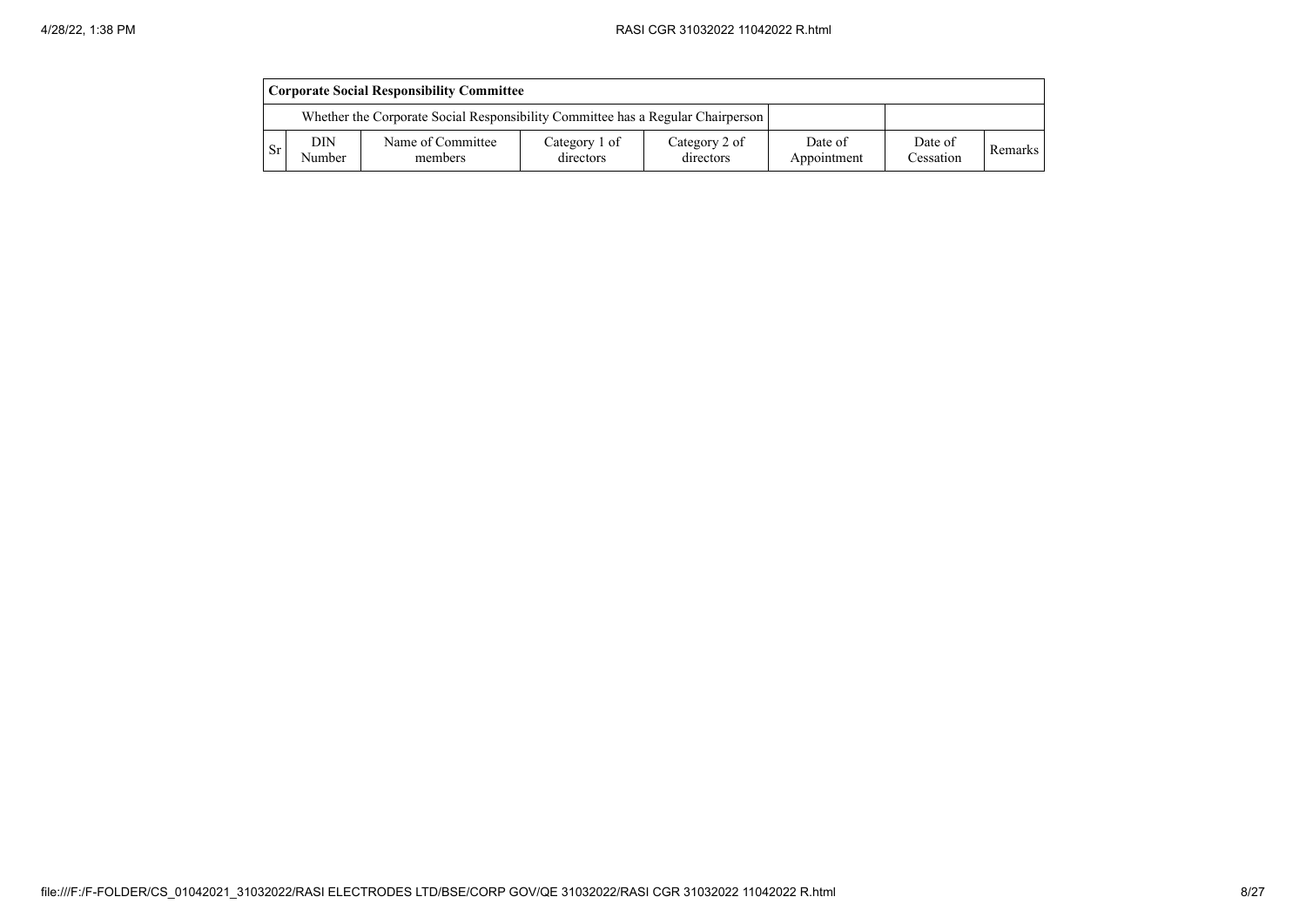| Corporate Social Responsibility Committee | | | | | | | |
|---|---|---|---|---|---|---|---|
| Whether the Corporate Social Responsibility Committee has a Regular Chairperson | | | | | | | |
| Sr | DIN Number | Name of Committee members | Category 1 of directors | Category 2 of directors | Date of Appointment | Date of Cessation | Remarks |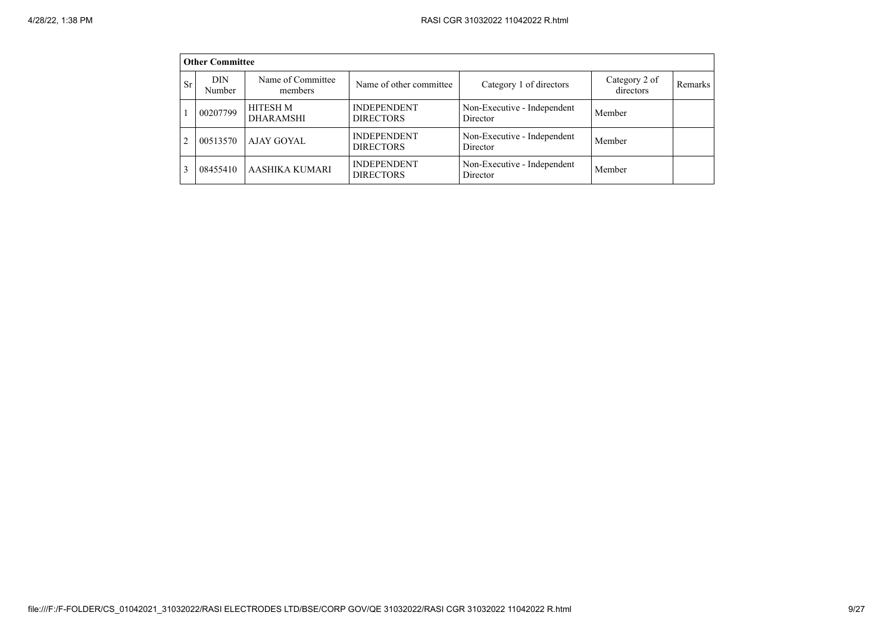| Other Committee | | | | | | |
|---|---|---|---|---|---|---|
| Sr | DIN Number | Name of Committee members | Name of other committee | Category 1 of directors | Category 2 of directors | Remarks |
| 1 | 00207799 | HITESH M DHARAMSHI | INDEPENDENT DIRECTORS | Non-Executive - Independent Director | Member | |
| 2 | 00513570 | AJAY GOYAL | INDEPENDENT DIRECTORS | Non-Executive - Independent Director | Member | |
| 3 | 08455410 | AASHIKA KUMARI | INDEPENDENT DIRECTORS | Non-Executive - Independent Director | Member | |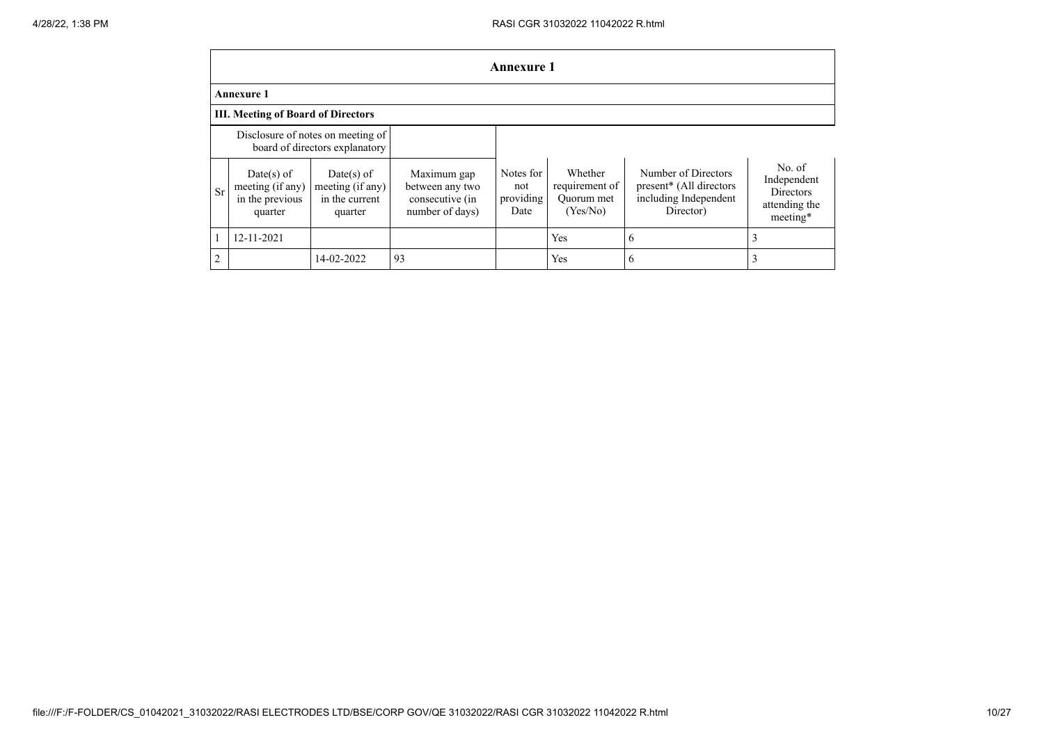## Annexure 1

**Annexure 1**

**III. Meeting of Board of Directors**

| Disclosure of notes on meeting of board of directors explanatory | | | | | | | |
|---|---|---|---|---|---|---|---|
| Sr | Date(s) of meeting (if any) in the previous quarter | Date(s) of meeting (if any) in the current quarter | Maximum gap between any two consecutive (in number of days) | Notes for not providing Date | Whether requirement of Quorum met (Yes/No) | Number of Directors present* (All directors including Independent Director) | No. of Independent Directors attending the meeting* |
| 1 | 12-11-2021 | | | | Yes | 6 | 3 |
| 2 | | 14-02-2022 | 93 | | Yes | 6 | 3 |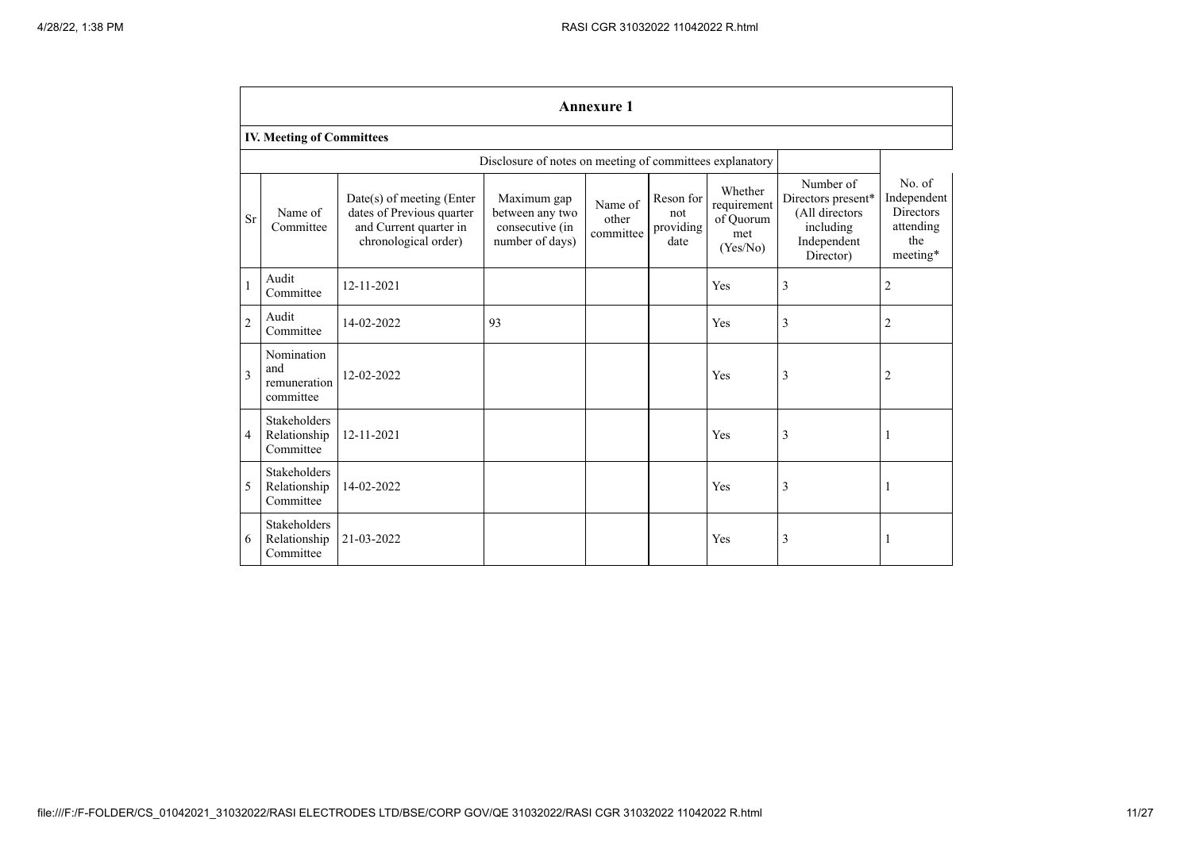## Annexure 1

### IV. Meeting of Committees

Disclosure of notes on meeting of committees explanatory

| Sr | Name of Committee | Date(s) of meeting (Enter dates of Previous quarter and Current quarter in chronological order) | Maximum gap between any two consecutive (in number of days) | Name of other committee | Reson for not providing date | Whether requirement of Quorum met (Yes/No) | Number of Directors present* (All directors including Independent Director) | No. of Independent Directors attending the meeting* |
|---|---|---|---|---|---|---|---|---|
| 1 | Audit Committee | 12-11-2021 | | | | Yes | 3 | 2 |
| 2 | Audit Committee | 14-02-2022 | 93 | | | Yes | 3 | 2 |
| 3 | Nomination and remuneration committee | 12-02-2022 | | | | Yes | 3 | 2 |
| 4 | Stakeholders Relationship Committee | 12-11-2021 | | | | Yes | 3 | 1 |
| 5 | Stakeholders Relationship Committee | 14-02-2022 | | | | Yes | 3 | 1 |
| 6 | Stakeholders Relationship Committee | 21-03-2022 | | | | Yes | 3 | 1 |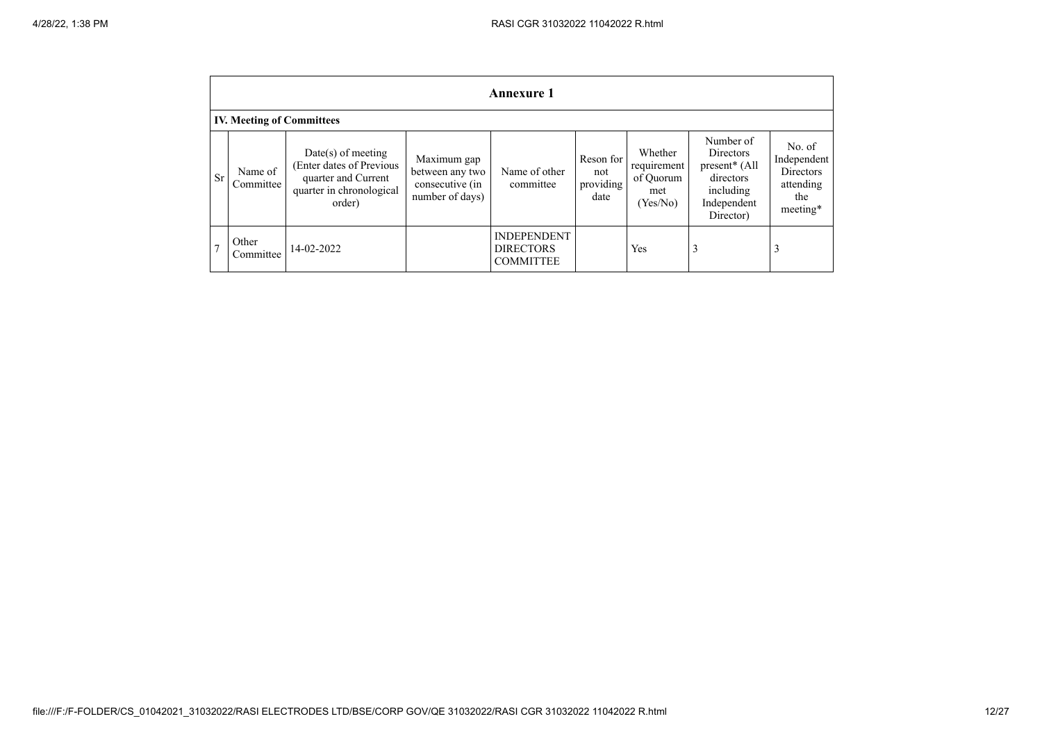## Annexure 1

### IV. Meeting of Committees

| Sr | Name of Committee | Date(s) of meeting (Enter dates of Previous quarter and Current quarter in chronological order) | Maximum gap between any two consecutive (in number of days) | Name of other committee | Reson for not providing date | Whether requirement of Quorum met (Yes/No) | Number of Directors present* (All directors including Independent Director) | No. of Independent Directors attending the meeting* |
|---|---|---|---|---|---|---|---|---|
| 7 | Other Committee | 14-02-2022 | | INDEPENDENT DIRECTORS COMMITTEE | | Yes | 3 | 3 |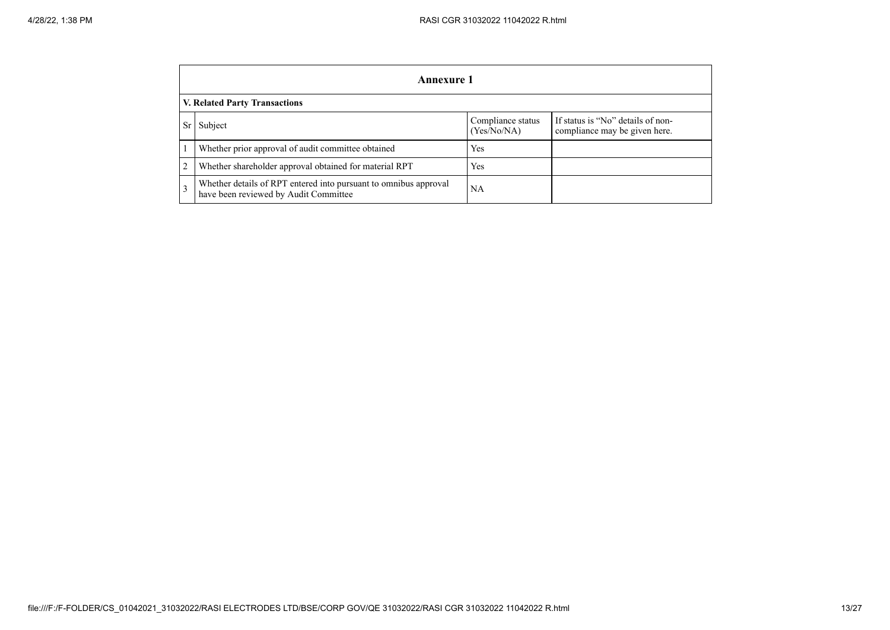## Annexure 1

### V. Related Party Transactions

| Sr | Subject | Compliance status (Yes/No/NA) | If status is "No" details of non-compliance may be given here. |
|---|---|---|---|
| 1 | Whether prior approval of audit committee obtained | Yes | |
| 2 | Whether shareholder approval obtained for material RPT | Yes | |
| 3 | Whether details of RPT entered into pursuant to omnibus approval have been reviewed by Audit Committee | NA | |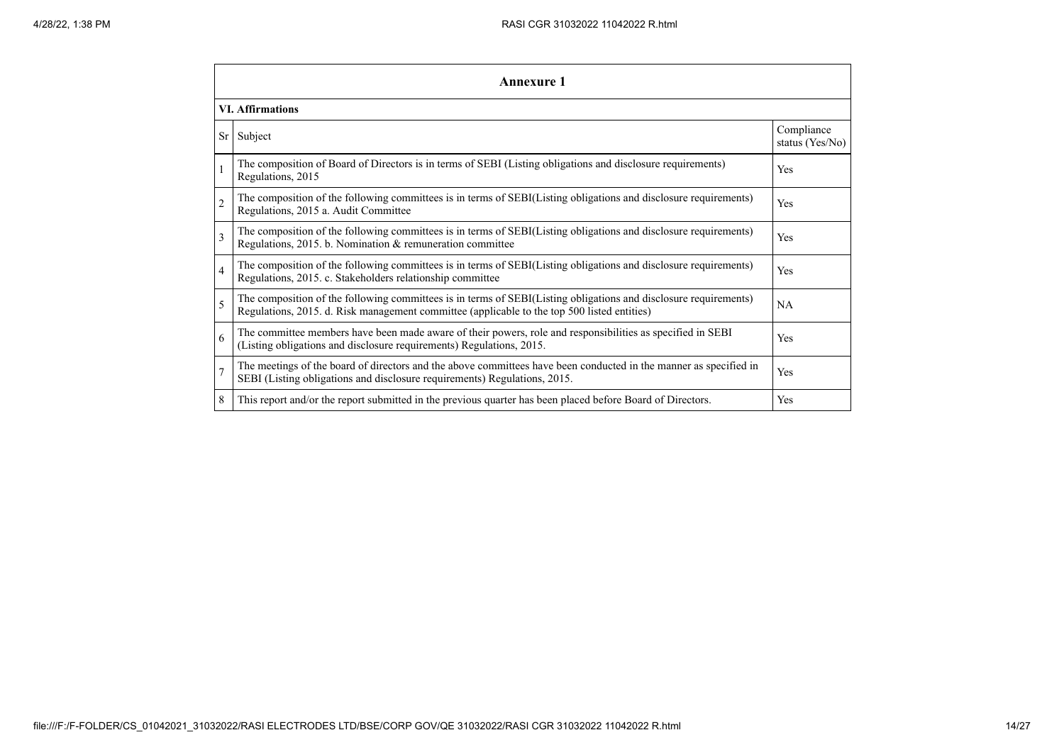## Annexure 1

### VI. Affirmations

| Sr | Subject | Compliance status (Yes/No) |
|---|---|---|
| 1 | The composition of Board of Directors is in terms of SEBI (Listing obligations and disclosure requirements) Regulations, 2015 | Yes |
| 2 | The composition of the following committees is in terms of SEBI(Listing obligations and disclosure requirements) Regulations, 2015 a. Audit Committee | Yes |
| 3 | The composition of the following committees is in terms of SEBI(Listing obligations and disclosure requirements) Regulations, 2015. b. Nomination & remuneration committee | Yes |
| 4 | The composition of the following committees is in terms of SEBI(Listing obligations and disclosure requirements) Regulations, 2015. c. Stakeholders relationship committee | Yes |
| 5 | The composition of the following committees is in terms of SEBI(Listing obligations and disclosure requirements) Regulations, 2015. d. Risk management committee (applicable to the top 500 listed entities) | NA |
| 6 | The committee members have been made aware of their powers, role and responsibilities as specified in SEBI (Listing obligations and disclosure requirements) Regulations, 2015. | Yes |
| 7 | The meetings of the board of directors and the above committees have been conducted in the manner as specified in SEBI (Listing obligations and disclosure requirements) Regulations, 2015. | Yes |
| 8 | This report and/or the report submitted in the previous quarter has been placed before Board of Directors. | Yes |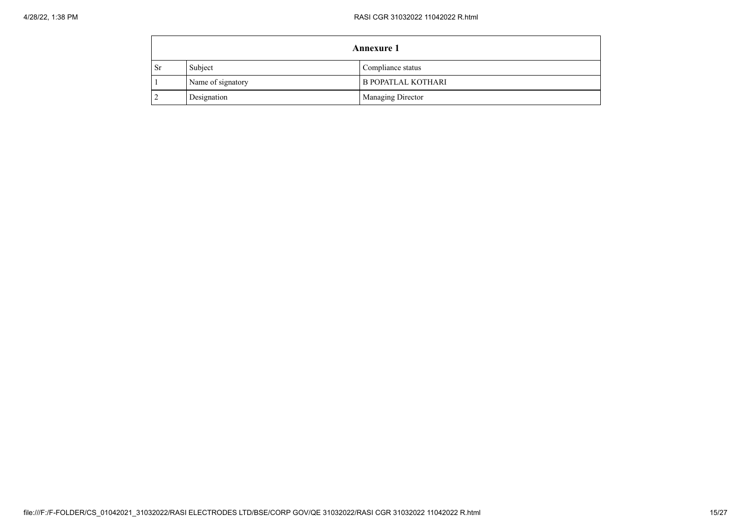| **Annexure 1** | | |
|---|---|---|
| Sr | Subject | Compliance status |
| 1 | Name of signatory | B POPATLAL KOTHARI |
| 2 | Designation | Managing Director |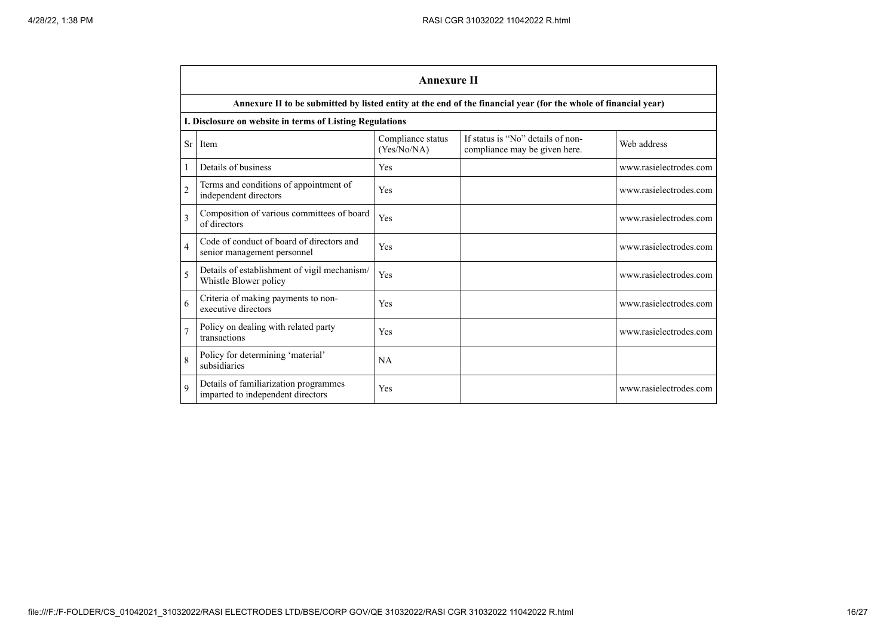## Annexure II

**Annexure II to be submitted by listed entity at the end of the financial year (for the whole of financial year)**

**I. Disclosure on website in terms of Listing Regulations**

| Sr | Item | Compliance status (Yes/No/NA) | If status is "No" details of non-compliance may be given here. | Web address |
|---|---|---|---|---|
| 1 | Details of business | Yes | | www.rasielectrodes.com |
| 2 | Terms and conditions of appointment of independent directors | Yes | | www.rasielectrodes.com |
| 3 | Composition of various committees of board of directors | Yes | | www.rasielectrodes.com |
| 4 | Code of conduct of board of directors and senior management personnel | Yes | | www.rasielectrodes.com |
| 5 | Details of establishment of vigil mechanism/ Whistle Blower policy | Yes | | www.rasielectrodes.com |
| 6 | Criteria of making payments to non-executive directors | Yes | | www.rasielectrodes.com |
| 7 | Policy on dealing with related party transactions | Yes | | www.rasielectrodes.com |
| 8 | Policy for determining 'material' subsidiaries | NA | | |
| 9 | Details of familiarization programmes imparted to independent directors | Yes | | www.rasielectrodes.com |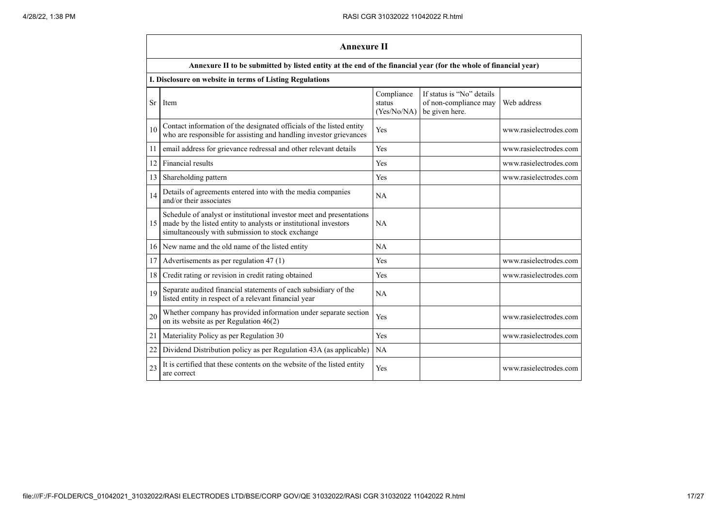## Annexure II

**Annexure II to be submitted by listed entity at the end of the financial year (for the whole of financial year)**

**I. Disclosure on website in terms of Listing Regulations**

| Sr | Item | Compliance status (Yes/No/NA) | If status is "No" details of non-compliance may be given here. | Web address |
|---|---|---|---|---|
| 10 | Contact information of the designated officials of the listed entity who are responsible for assisting and handling investor grievances | Yes | | www.rasielectrodes.com |
| 11 | email address for grievance redressal and other relevant details | Yes | | www.rasielectrodes.com |
| 12 | Financial results | Yes | | www.rasielectrodes.com |
| 13 | Shareholding pattern | Yes | | www.rasielectrodes.com |
| 14 | Details of agreements entered into with the media companies and/or their associates | NA | | |
| 15 | Schedule of analyst or institutional investor meet and presentations made by the listed entity to analysts or institutional investors simultaneously with submission to stock exchange | NA | | |
| 16 | New name and the old name of the listed entity | NA | | |
| 17 | Advertisements as per regulation 47 (1) | Yes | | www.rasielectrodes.com |
| 18 | Credit rating or revision in credit rating obtained | Yes | | www.rasielectrodes.com |
| 19 | Separate audited financial statements of each subsidiary of the listed entity in respect of a relevant financial year | NA | | |
| 20 | Whether company has provided information under separate section on its website as per Regulation 46(2) | Yes | | www.rasielectrodes.com |
| 21 | Materiality Policy as per Regulation 30 | Yes | | www.rasielectrodes.com |
| 22 | Dividend Distribution policy as per Regulation 43A (as applicable) | NA | | |
| 23 | It is certified that these contents on the website of the listed entity are correct | Yes | | www.rasielectrodes.com |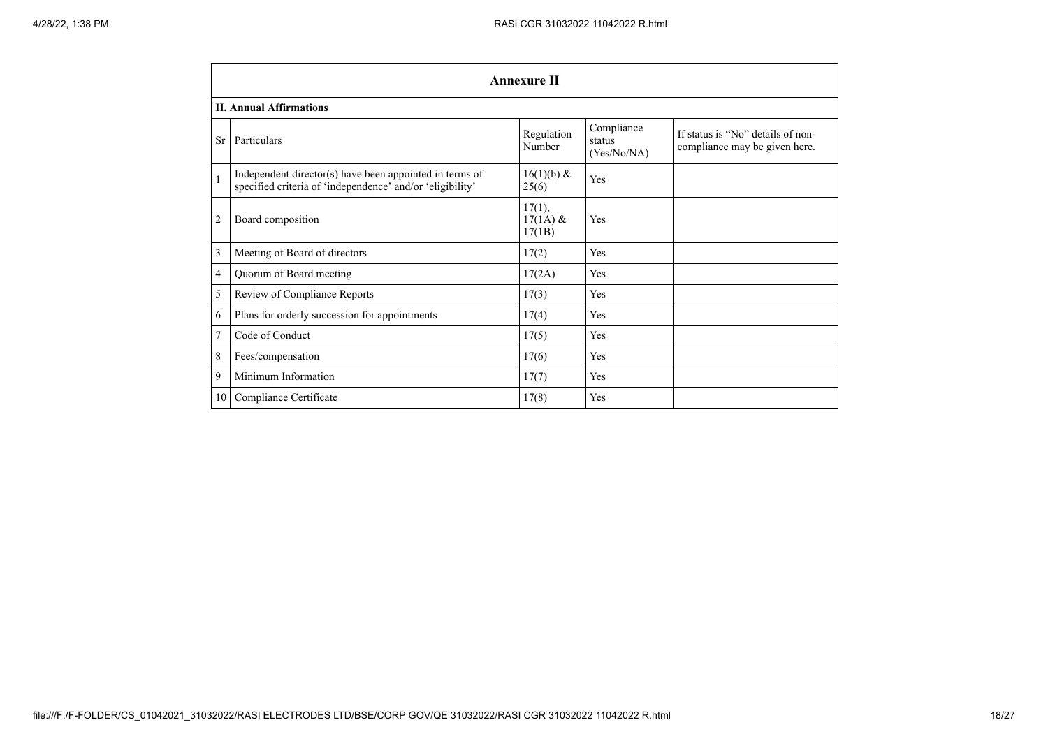| Annexure II | | | | |
|---|---|---|---|---|
| **II. Annual Affirmations** | | | | |
| Sr | Particulars | Regulation Number | Compliance status (Yes/No/NA) | If status is "No" details of non-compliance may be given here. |
| 1 | Independent director(s) have been appointed in terms of specified criteria of 'independence' and/or 'eligibility' | 16(1)(b) & 25(6) | Yes | |
| 2 | Board composition | 17(1), 17(1A) & 17(1B) | Yes | |
| 3 | Meeting of Board of directors | 17(2) | Yes | |
| 4 | Quorum of Board meeting | 17(2A) | Yes | |
| 5 | Review of Compliance Reports | 17(3) | Yes | |
| 6 | Plans for orderly succession for appointments | 17(4) | Yes | |
| 7 | Code of Conduct | 17(5) | Yes | |
| 8 | Fees/compensation | 17(6) | Yes | |
| 9 | Minimum Information | 17(7) | Yes | |
| 10 | Compliance Certificate | 17(8) | Yes | |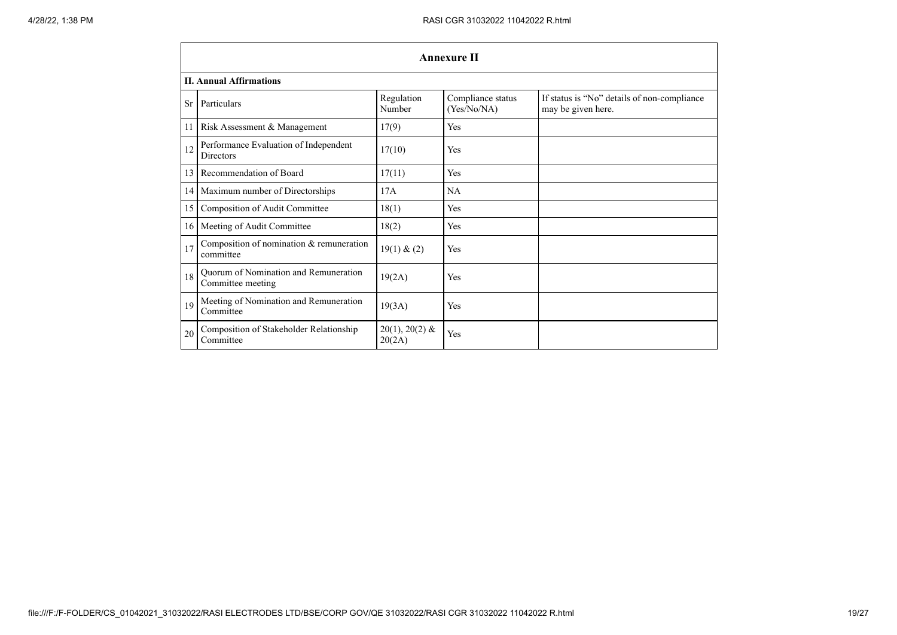## Annexure II

### II. Annual Affirmations

| Sr | Particulars | Regulation Number | Compliance status (Yes/No/NA) | If status is "No" details of non-compliance may be given here. |
|---|---|---|---|---|
| 11 | Risk Assessment & Management | 17(9) | Yes | |
| 12 | Performance Evaluation of Independent Directors | 17(10) | Yes | |
| 13 | Recommendation of Board | 17(11) | Yes | |
| 14 | Maximum number of Directorships | 17A | NA | |
| 15 | Composition of Audit Committee | 18(1) | Yes | |
| 16 | Meeting of Audit Committee | 18(2) | Yes | |
| 17 | Composition of nomination & remuneration committee | 19(1) & (2) | Yes | |
| 18 | Quorum of Nomination and Remuneration Committee meeting | 19(2A) | Yes | |
| 19 | Meeting of Nomination and Remuneration Committee | 19(3A) | Yes | |
| 20 | Composition of Stakeholder Relationship Committee | 20(1), 20(2) & 20(2A) | Yes | |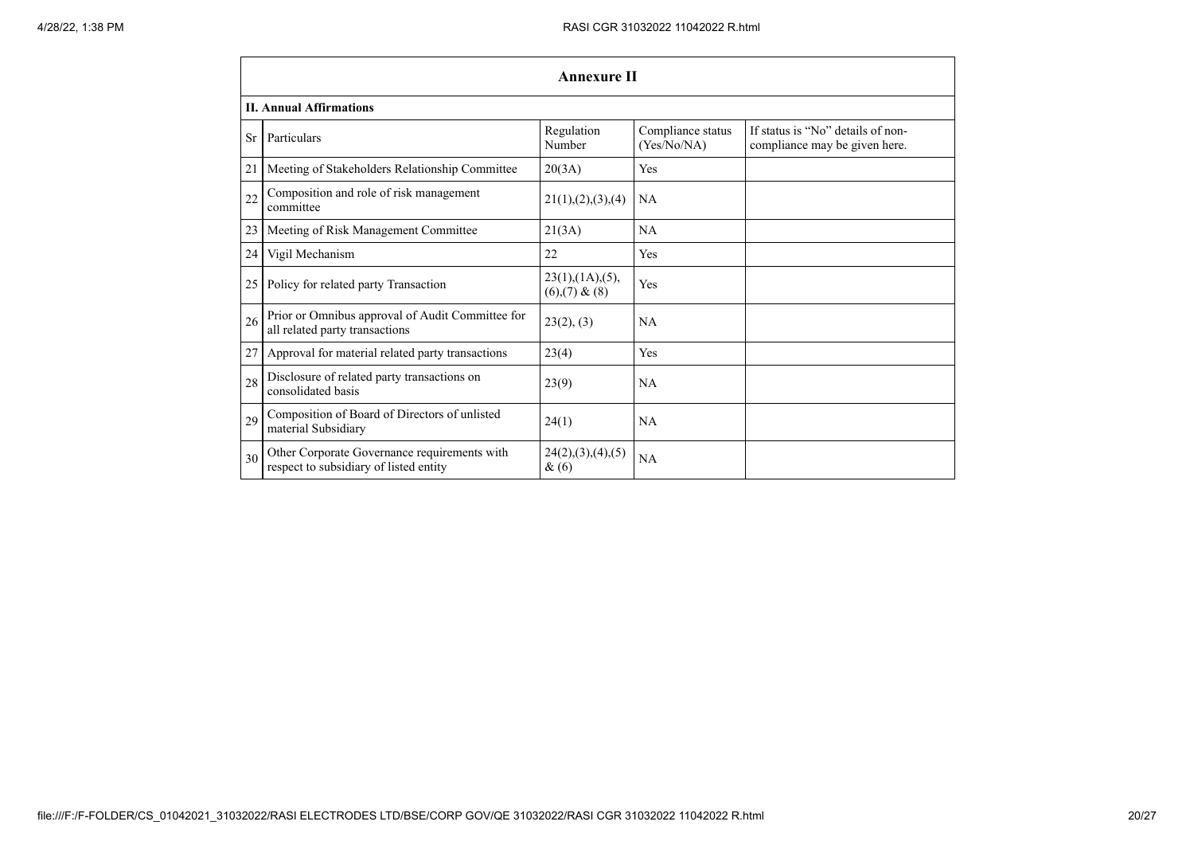| Annexure II | | | | |
|---|---|---|---|---|
| **II. Annual Affirmations** | | | | |
| Sr | Particulars | Regulation Number | Compliance status (Yes/No/NA) | If status is "No" details of non-compliance may be given here. |
| 21 | Meeting of Stakeholders Relationship Committee | 20(3A) | Yes | |
| 22 | Composition and role of risk management committee | 21(1),(2),(3),(4) | NA | |
| 23 | Meeting of Risk Management Committee | 21(3A) | NA | |
| 24 | Vigil Mechanism | 22 | Yes | |
| 25 | Policy for related party Transaction | 23(1),(1A),(5),(6),(7) & (8) | Yes | |
| 26 | Prior or Omnibus approval of Audit Committee for all related party transactions | 23(2), (3) | NA | |
| 27 | Approval for material related party transactions | 23(4) | Yes | |
| 28 | Disclosure of related party transactions on consolidated basis | 23(9) | NA | |
| 29 | Composition of Board of Directors of unlisted material Subsidiary | 24(1) | NA | |
| 30 | Other Corporate Governance requirements with respect to subsidiary of listed entity | 24(2),(3),(4),(5) & (6) | NA | |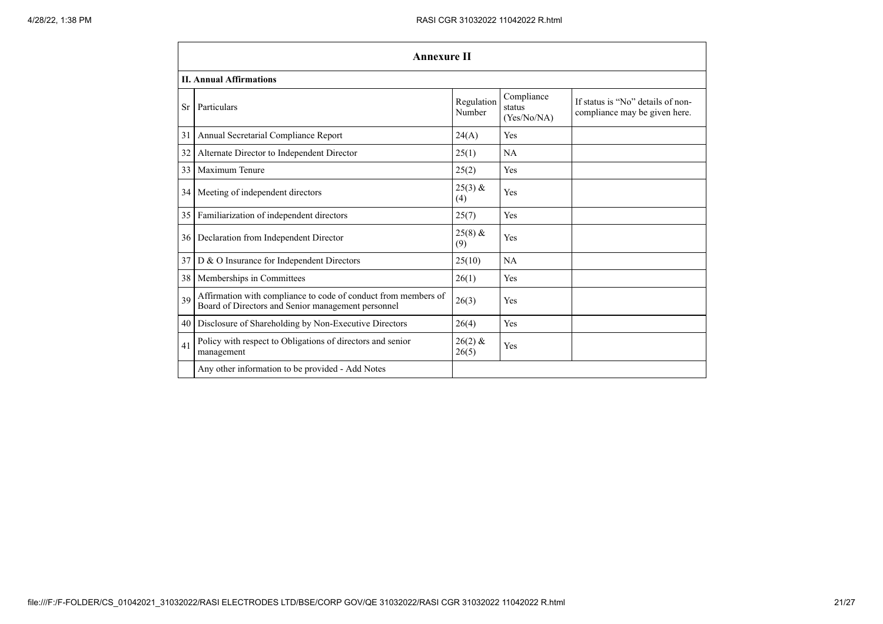## Annexure II

### II. Annual Affirmations

| Sr | Particulars | Regulation Number | Compliance status (Yes/No/NA) | If status is "No" details of non-compliance may be given here. |
|---|---|---|---|---|
| 31 | Annual Secretarial Compliance Report | 24(A) | Yes | |
| 32 | Alternate Director to Independent Director | 25(1) | NA | |
| 33 | Maximum Tenure | 25(2) | Yes | |
| 34 | Meeting of independent directors | 25(3) & (4) | Yes | |
| 35 | Familiarization of independent directors | 25(7) | Yes | |
| 36 | Declaration from Independent Director | 25(8) & (9) | Yes | |
| 37 | D & O Insurance for Independent Directors | 25(10) | NA | |
| 38 | Memberships in Committees | 26(1) | Yes | |
| 39 | Affirmation with compliance to code of conduct from members of Board of Directors and Senior management personnel | 26(3) | Yes | |
| 40 | Disclosure of Shareholding by Non-Executive Directors | 26(4) | Yes | |
| 41 | Policy with respect to Obligations of directors and senior management | 26(2) & 26(5) | Yes | |
| | Any other information to be provided - Add Notes | | | |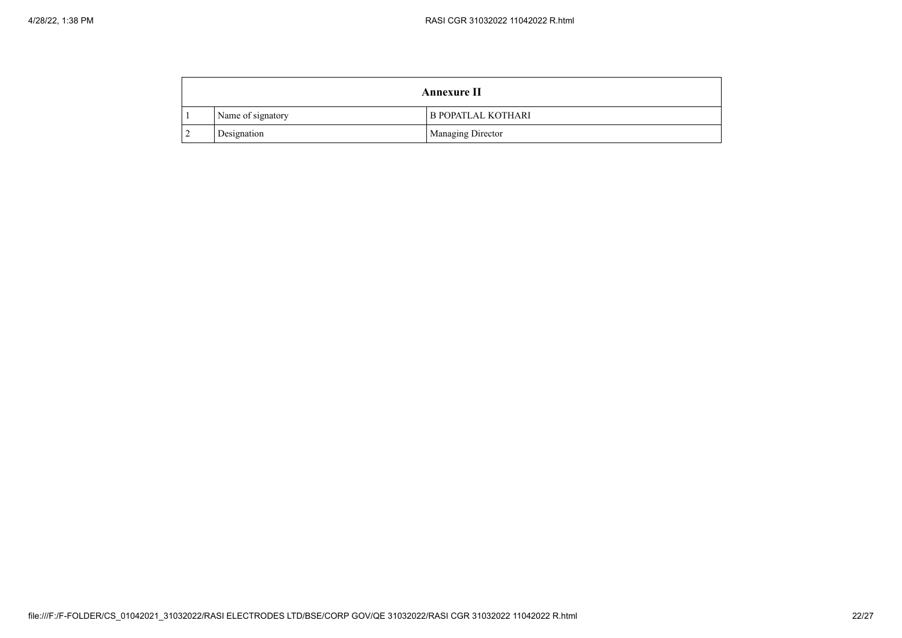| Annexure II | | |
|---|---|---|
| 1 | Name of signatory | B POPATLAL KOTHARI |
| 2 | Designation | Managing Director |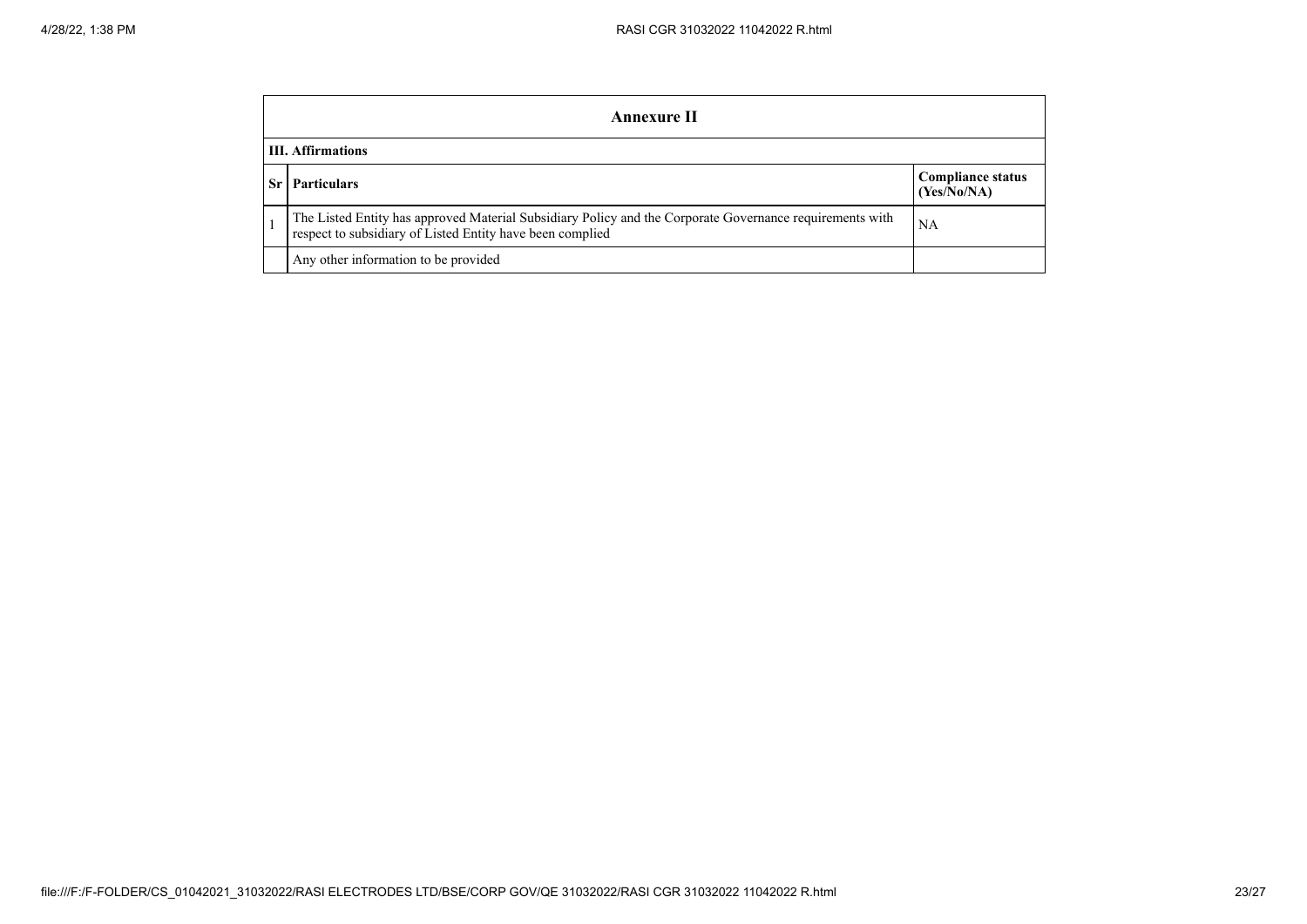| Annexure II | | |
|---|---|---|
| **III. Affirmations** | | |
| **Sr** | **Particulars** | **Compliance status (Yes/No/NA)** |
| 1 | The Listed Entity has approved Material Subsidiary Policy and the Corporate Governance requirements with respect to subsidiary of Listed Entity have been complied | NA |
| | Any other information to be provided | |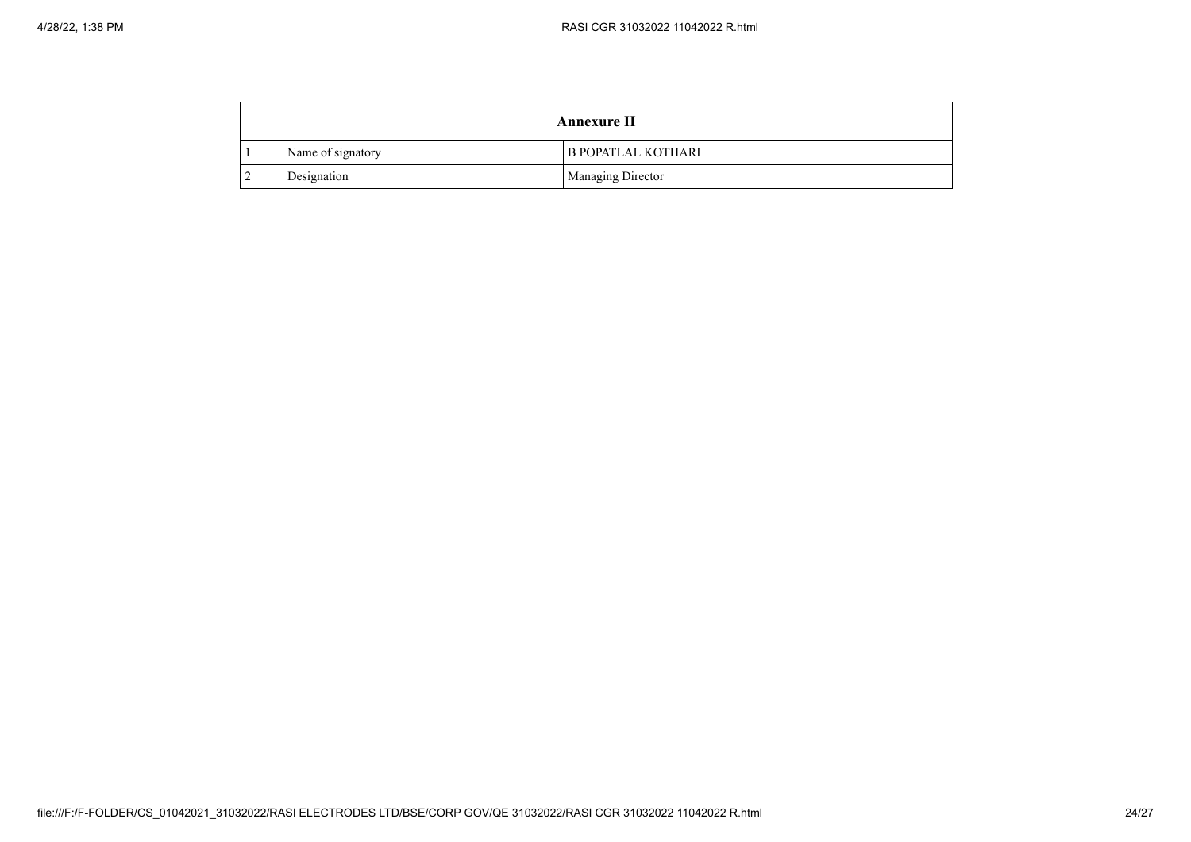| Annexure II | | |
|---|---|---|
| 1 | Name of signatory | B POPATLAL KOTHARI |
| 2 | Designation | Managing Director |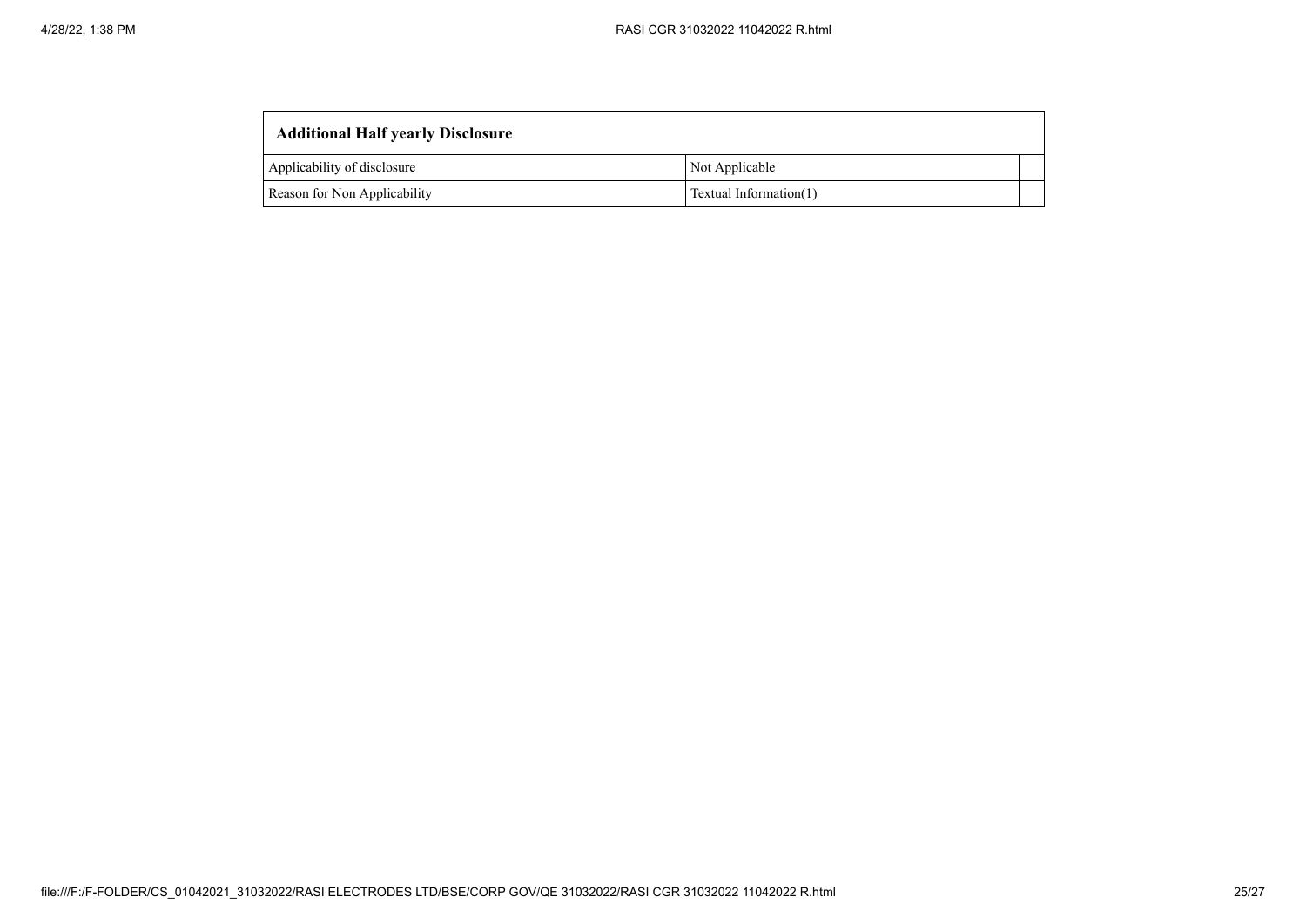| Additional Half yearly Disclosure | | |
| --- | --- | --- |
| Applicability of disclosure | Not Applicable | |
| Reason for Non Applicability | Textual Information(1) | |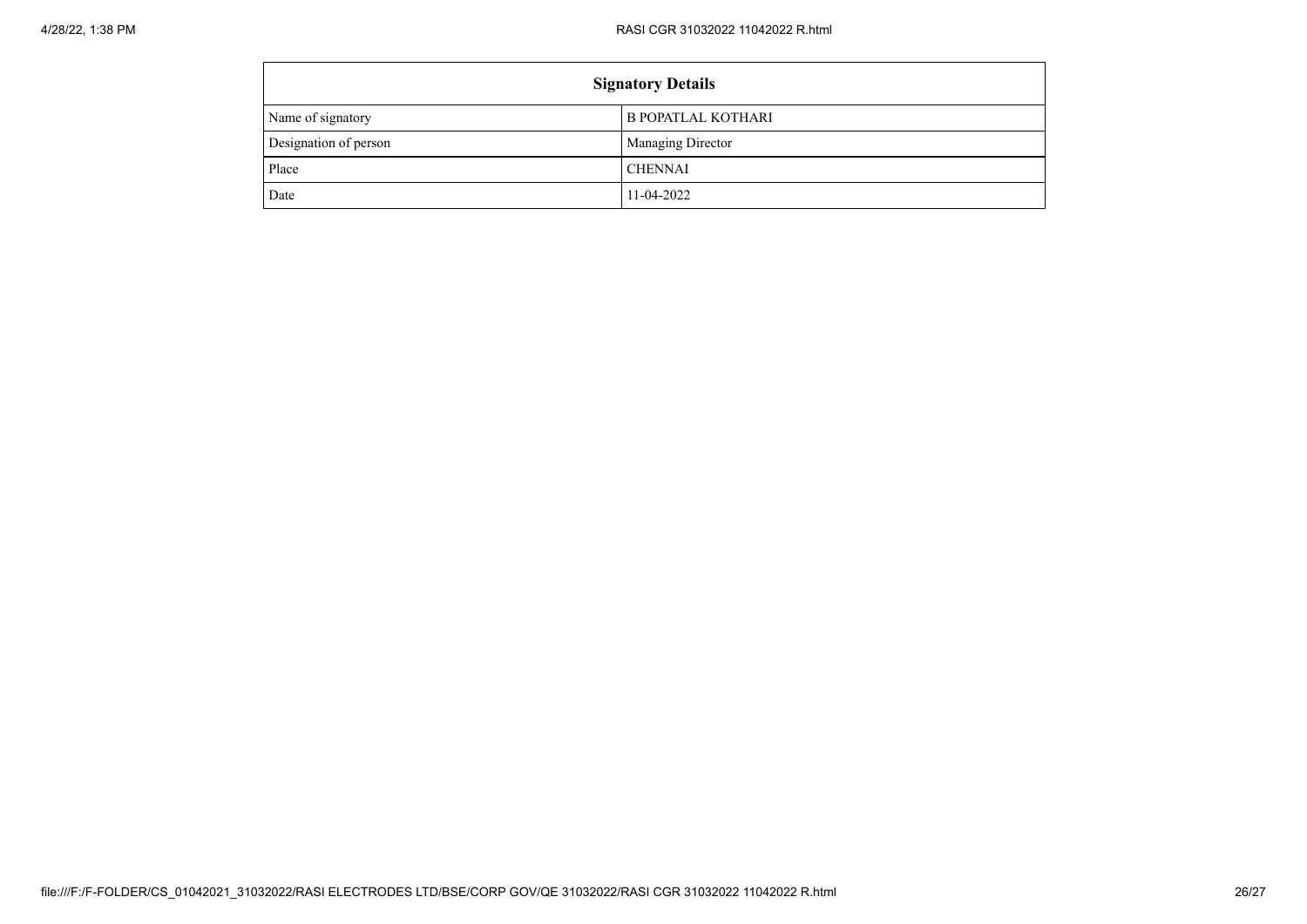| Signatory Details | |
|---|---|
| Name of signatory | B POPATLAL KOTHARI |
| Designation of person | Managing Director |
| Place | CHENNAI |
| Date | 11-04-2022 |